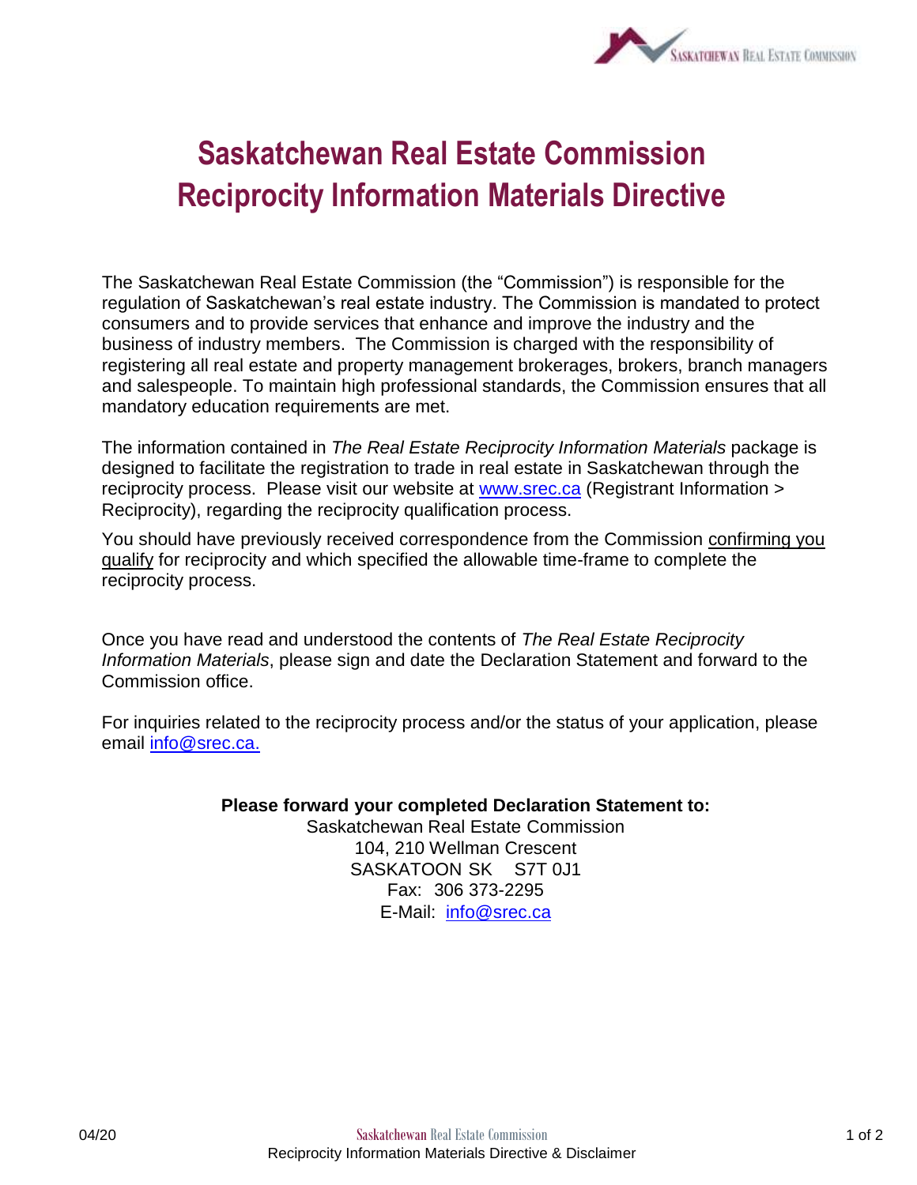# Saskatchewan Real Estate Commission Reciprocity Information Materials Directive

The Saskatchewan Real Estate Commission (the "Commission") is responsible for the regulation of Saskatchewan's real estate industry. The Commission is mandated to protect consumers and to provide services that enhance and improve the industry and the business of industry members. The Commission is charged with the responsibility of registering all real estate and property management brokerages, brokers, branch managers and salespeople. To maintain high professional standards, the Commission ensures that all mandatory education requirements are met.

The information contained in *The Real Estate Reciprocity Information Materials* package is designed to facilitate the registration to trade in real estate in Saskatchewan through the reciprocity process. Please visit our website at www.srec.ca (Registrant Information > Reciprocity), regarding the reciprocity qualification process.

You should have previously received correspondence from the Commission confirming you qualify for reciprocity and which specified the allowable time-frame to complete the reciprocity process.

Once you have read and understood the contents of *The Real Estate Reciprocity Information Materials*, please sign and date the Declaration Statement and forward to the Commission office.

For inquiries related to the reciprocity process and/or the status of your application, please email info@srec.ca.

**Please forward your completed Declaration Statement to:**

Saskatchewan Real Estate Commission
104, 210 Wellman Crescent
SASKATOON SK S7T 0J1
Fax: 306 373-2295
E-Mail: info@srec.ca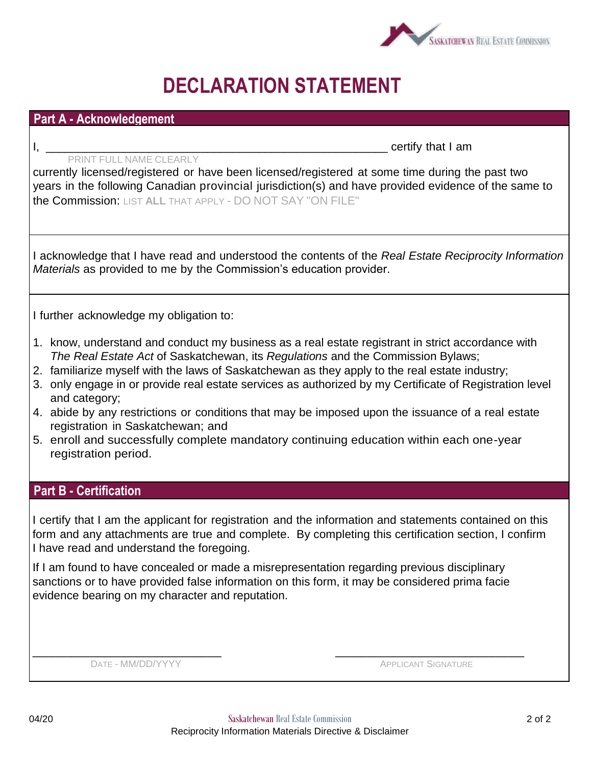# DECLARATION STATEMENT

## Part A - Acknowledgement

I, ______________________________________________ certify that I am

PRINT FULL NAME CLEARLY

currently licensed/registered or have been licensed/registered at some time during the past two years in the following Canadian provincial jurisdiction(s) and have provided evidence of the same to the Commission: LIST **ALL** THAT APPLY - DO NOT SAY "ON FILE"

I acknowledge that I have read and understood the contents of the *Real Estate Reciprocity Information Materials* as provided to me by the Commission's education provider.

I further acknowledge my obligation to:

1. know, understand and conduct my business as a real estate registrant in strict accordance with *The Real Estate Act* of Saskatchewan, its *Regulations* and the Commission Bylaws;
2. familiarize myself with the laws of Saskatchewan as they apply to the real estate industry;
3. only engage in or provide real estate services as authorized by my Certificate of Registration level and category;
4. abide by any restrictions or conditions that may be imposed upon the issuance of a real estate registration in Saskatchewan; and
5. enroll and successfully complete mandatory continuing education within each one-year registration period.

## Part B - Certification

I certify that I am the applicant for registration and the information and statements contained on this form and any attachments are true and complete. By completing this certification section, I confirm I have read and understand the foregoing.

If I am found to have concealed or made a misrepresentation regarding previous disciplinary sanctions or to have provided false information on this form, it may be considered prima facie evidence bearing on my character and reputation.

______________________________ DATE - MM/DD/YYYY

______________________________ APPLICANT SIGNATURE